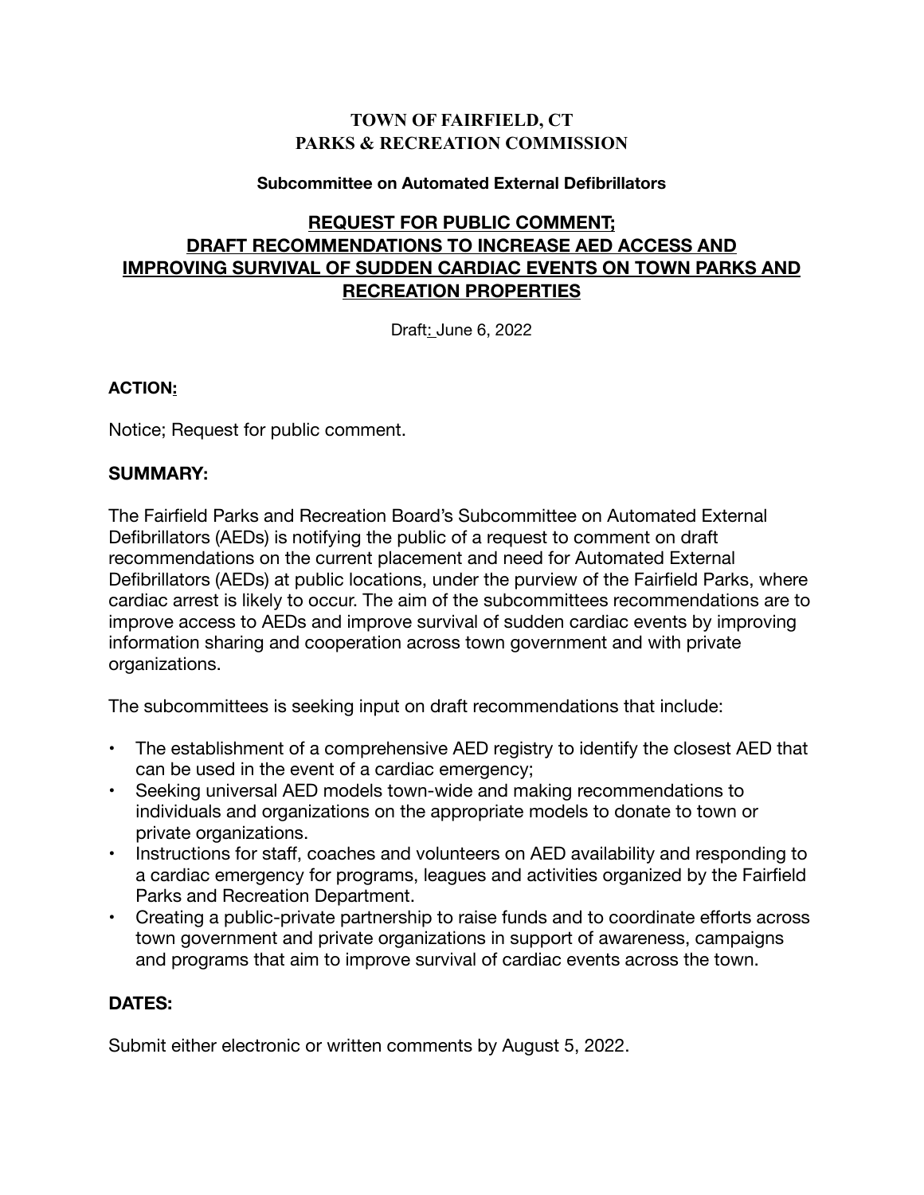**TOWN OF FAIRFIELD, CT**
**PARKS & RECREATION COMMISSION**

**Subcommittee on Automated External Defibrillators**

# REQUEST FOR PUBLIC COMMENT; DRAFT RECOMMENDATIONS TO INCREASE AED ACCESS AND IMPROVING SURVIVAL OF SUDDEN CARDIAC EVENTS ON TOWN PARKS AND RECREATION PROPERTIES

Draft: June 6, 2022

## ACTION:

Notice; Request for public comment.

## SUMMARY:

The Fairfield Parks and Recreation Board's Subcommittee on Automated External Defibrillators (AEDs) is notifying the public of a request to comment on draft recommendations on the current placement and need for Automated External Defibrillators (AEDs) at public locations, under the purview of the Fairfield Parks, where cardiac arrest is likely to occur. The aim of the subcommittees recommendations are to improve access to AEDs and improve survival of sudden cardiac events by improving information sharing and cooperation across town government and with private organizations.

The subcommittees is seeking input on draft recommendations that include:

- The establishment of a comprehensive AED registry to identify the closest AED that can be used in the event of a cardiac emergency;
- Seeking universal AED models town-wide and making recommendations to individuals and organizations on the appropriate models to donate to town or private organizations.
- Instructions for staff, coaches and volunteers on AED availability and responding to a cardiac emergency for programs, leagues and activities organized by the Fairfield Parks and Recreation Department.
- Creating a public-private partnership to raise funds and to coordinate efforts across town government and private organizations in support of awareness, campaigns and programs that aim to improve survival of cardiac events across the town.

## DATES:

Submit either electronic or written comments by August 5, 2022.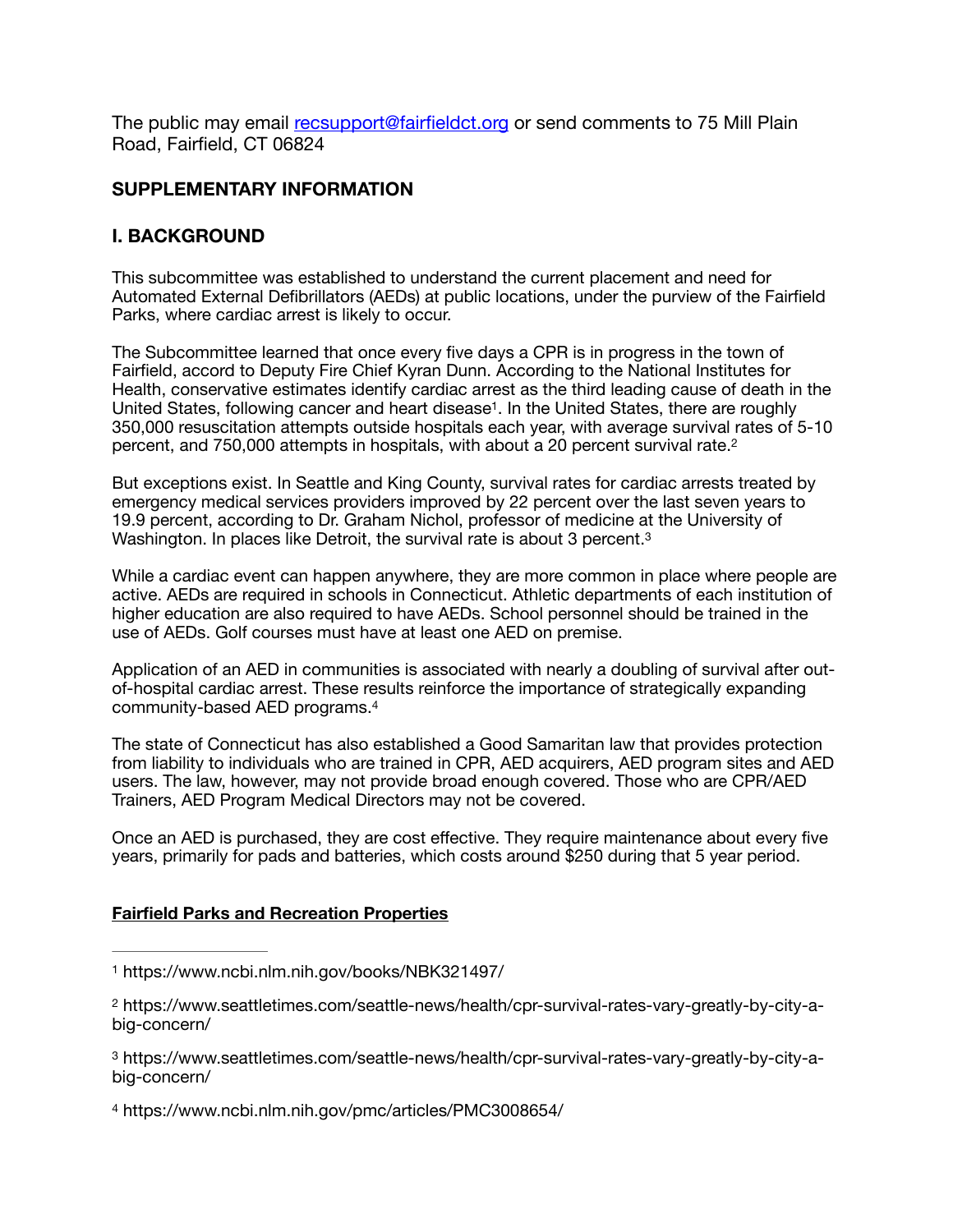The public may email recsupport@fairfieldct.org or send comments to 75 Mill Plain Road, Fairfield, CT 06824

## SUPPLEMENTARY INFORMATION

## I. BACKGROUND

This subcommittee was established to understand the current placement and need for Automated External Defibrillators (AEDs) at public locations, under the purview of the Fairfield Parks, where cardiac arrest is likely to occur.

The Subcommittee learned that once every five days a CPR is in progress in the town of Fairfield, accord to Deputy Fire Chief Kyran Dunn. According to the National Institutes for Health, conservative estimates identify cardiac arrest as the third leading cause of death in the United States, following cancer and heart disease[1]. In the United States, there are roughly 350,000 resuscitation attempts outside hospitals each year, with average survival rates of 5-10 percent, and 750,000 attempts in hospitals, with about a 20 percent survival rate.[2]

But exceptions exist. In Seattle and King County, survival rates for cardiac arrests treated by emergency medical services providers improved by 22 percent over the last seven years to 19.9 percent, according to Dr. Graham Nichol, professor of medicine at the University of Washington. In places like Detroit, the survival rate is about 3 percent.[3]

While a cardiac event can happen anywhere, they are more common in place where people are active. AEDs are required in schools in Connecticut. Athletic departments of each institution of higher education are also required to have AEDs. School personnel should be trained in the use of AEDs. Golf courses must have at least one AED on premise.

Application of an AED in communities is associated with nearly a doubling of survival after out-of-hospital cardiac arrest. These results reinforce the importance of strategically expanding community-based AED programs.[4]

The state of Connecticut has also established a Good Samaritan law that provides protection from liability to individuals who are trained in CPR, AED acquirers, AED program sites and AED users. The law, however, may not provide broad enough covered. Those who are CPR/AED Trainers, AED Program Medical Directors may not be covered.

Once an AED is purchased, they are cost effective. They require maintenance about every five years, primarily for pads and batteries, which costs around $250 during that 5 year period.

**Fairfield Parks and Recreation Properties**

---

[1] https://www.ncbi.nlm.nih.gov/books/NBK321497/

[2] https://www.seattletimes.com/seattle-news/health/cpr-survival-rates-vary-greatly-by-city-a-big-concern/

[3] https://www.seattletimes.com/seattle-news/health/cpr-survival-rates-vary-greatly-by-city-a-big-concern/

[4] https://www.ncbi.nlm.nih.gov/pmc/articles/PMC3008654/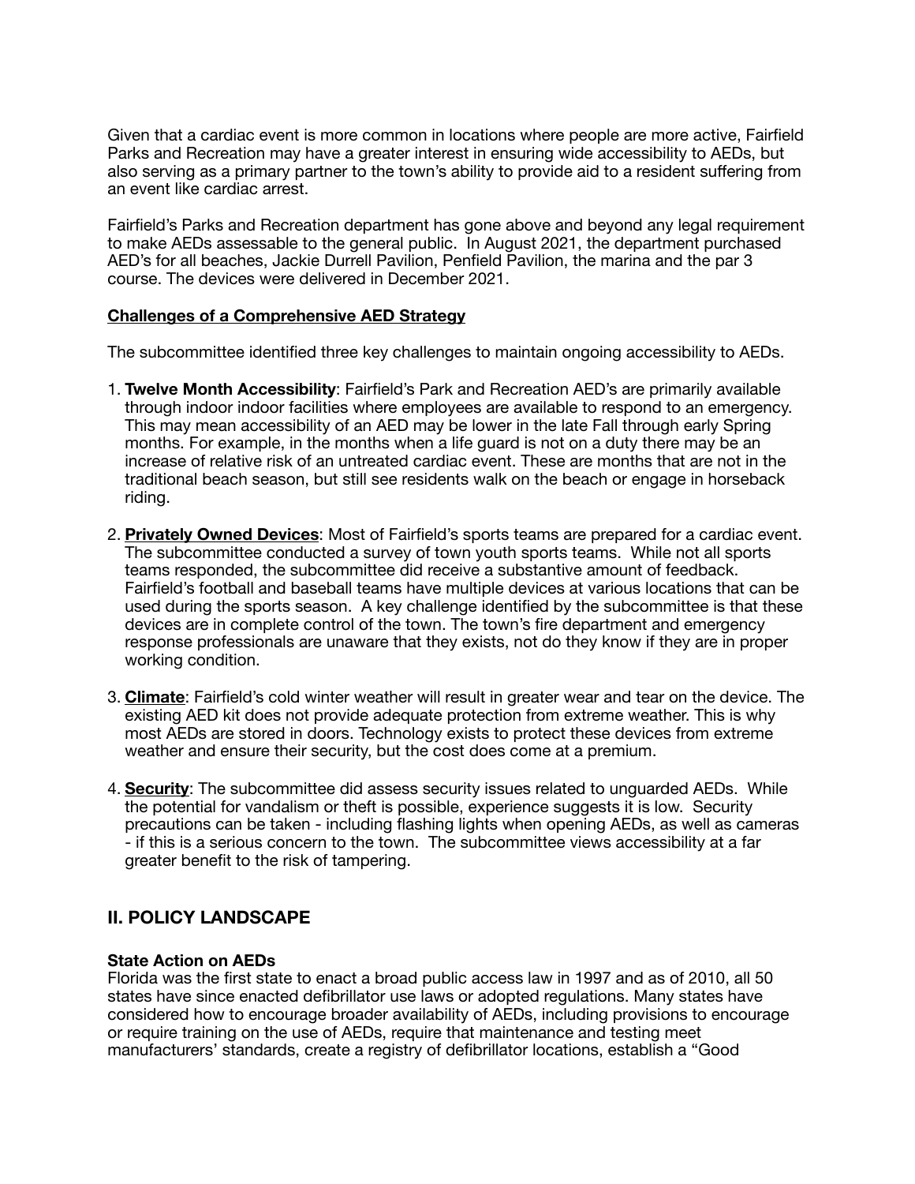Given that a cardiac event is more common in locations where people are more active, Fairfield Parks and Recreation may have a greater interest in ensuring wide accessibility to AEDs, but also serving as a primary partner to the town's ability to provide aid to a resident suffering from an event like cardiac arrest.

Fairfield's Parks and Recreation department has gone above and beyond any legal requirement to make AEDs assessable to the general public. In August 2021, the department purchased AED's for all beaches, Jackie Durrell Pavilion, Penfield Pavilion, the marina and the par 3 course. The devices were delivered in December 2021.

**Challenges of a Comprehensive AED Strategy**

The subcommittee identified three key challenges to maintain ongoing accessibility to AEDs.

1. **Twelve Month Accessibility**: Fairfield's Park and Recreation AED's are primarily available through indoor indoor facilities where employees are available to respond to an emergency. This may mean accessibility of an AED may be lower in the late Fall through early Spring months. For example, in the months when a life guard is not on a duty there may be an increase of relative risk of an untreated cardiac event. These are months that are not in the traditional beach season, but still see residents walk on the beach or engage in horseback riding.

2. **Privately Owned Devices**: Most of Fairfield's sports teams are prepared for a cardiac event. The subcommittee conducted a survey of town youth sports teams. While not all sports teams responded, the subcommittee did receive a substantive amount of feedback. Fairfield's football and baseball teams have multiple devices at various locations that can be used during the sports season. A key challenge identified by the subcommittee is that these devices are in complete control of the town. The town's fire department and emergency response professionals are unaware that they exists, not do they know if they are in proper working condition.

3. **Climate**: Fairfield's cold winter weather will result in greater wear and tear on the device. The existing AED kit does not provide adequate protection from extreme weather. This is why most AEDs are stored in doors. Technology exists to protect these devices from extreme weather and ensure their security, but the cost does come at a premium.

4. **Security**: The subcommittee did assess security issues related to unguarded AEDs. While the potential for vandalism or theft is possible, experience suggests it is low. Security precautions can be taken - including flashing lights when opening AEDs, as well as cameras - if this is a serious concern to the town. The subcommittee views accessibility at a far greater benefit to the risk of tampering.

## II. POLICY LANDSCAPE

### State Action on AEDs

Florida was the first state to enact a broad public access law in 1997 and as of 2010, all 50 states have since enacted defibrillator use laws or adopted regulations. Many states have considered how to encourage broader availability of AEDs, including provisions to encourage or require training on the use of AEDs, require that maintenance and testing meet manufacturers' standards, create a registry of defibrillator locations, establish a "Good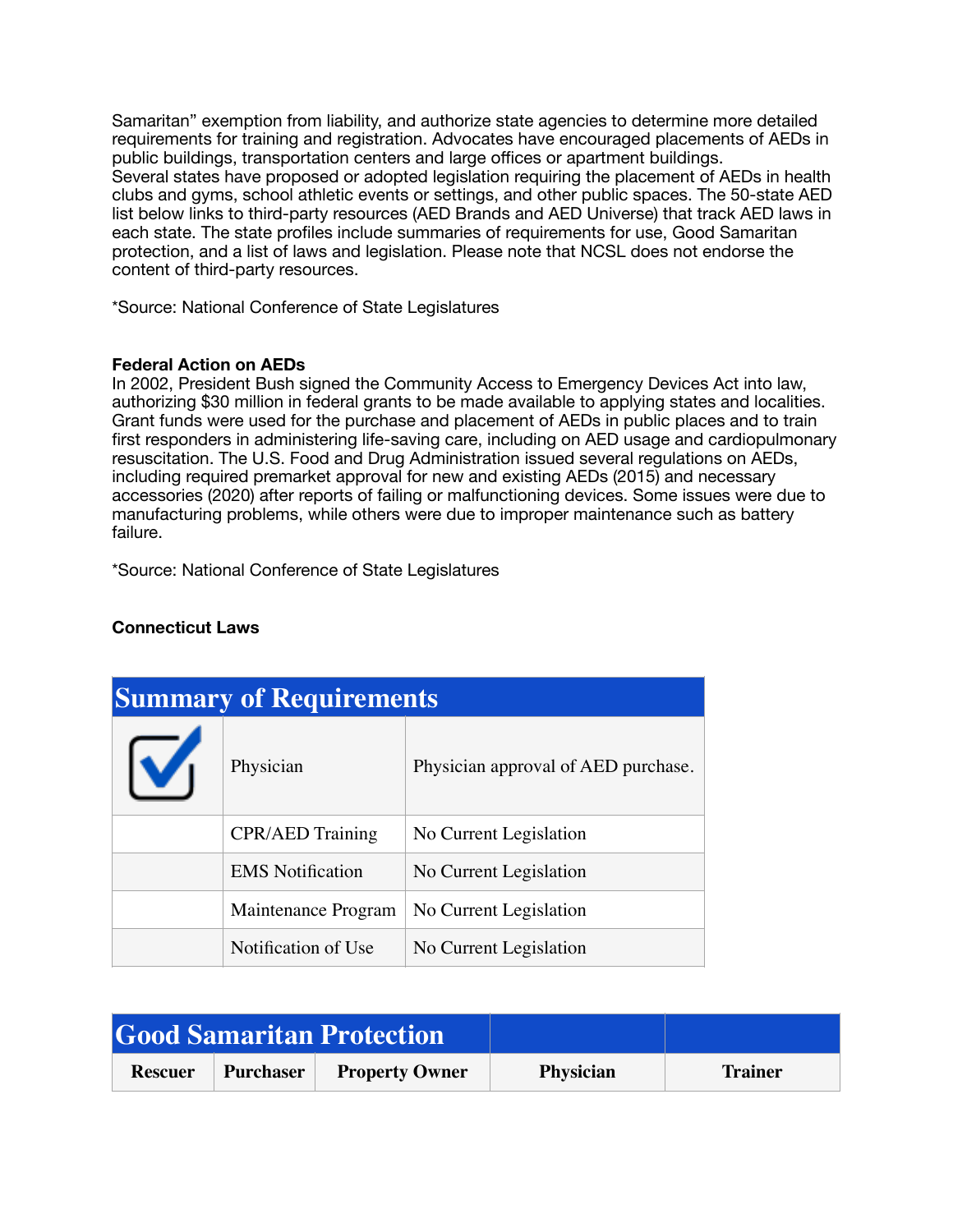Samaritan" exemption from liability, and authorize state agencies to determine more detailed requirements for training and registration. Advocates have encouraged placements of AEDs in public buildings, transportation centers and large offices or apartment buildings.
Several states have proposed or adopted legislation requiring the placement of AEDs in health clubs and gyms, school athletic events or settings, and other public spaces. The 50-state AED list below links to third-party resources (AED Brands and AED Universe) that track AED laws in each state. The state profiles include summaries of requirements for use, Good Samaritan protection, and a list of laws and legislation. Please note that NCSL does not endorse the content of third-party resources.

*Source: National Conference of State Legislatures

**Federal Action on AEDs**
In 2002, President Bush signed the Community Access to Emergency Devices Act into law, authorizing $30 million in federal grants to be made available to applying states and localities. Grant funds were used for the purchase and placement of AEDs in public places and to train first responders in administering life-saving care, including on AED usage and cardiopulmonary resuscitation. The U.S. Food and Drug Administration issued several regulations on AEDs, including required premarket approval for new and existing AEDs (2015) and necessary accessories (2020) after reports of failing or malfunctioning devices. Some issues were due to manufacturing problems, while others were due to improper maintenance such as battery failure.

*Source: National Conference of State Legislatures

**Connecticut Laws**

| Summary of Requirements | | |
|---|---|---|
| ☑ | Physician | Physician approval of AED purchase. |
| | CPR/AED Training | No Current Legislation |
| | EMS Notification | No Current Legislation |
| | Maintenance Program | No Current Legislation |
| | Notification of Use | No Current Legislation |

| Good Samaritan Protection | | | | |
|---|---|---|---|---|
| Rescuer | Purchaser | Property Owner | Physician | Trainer |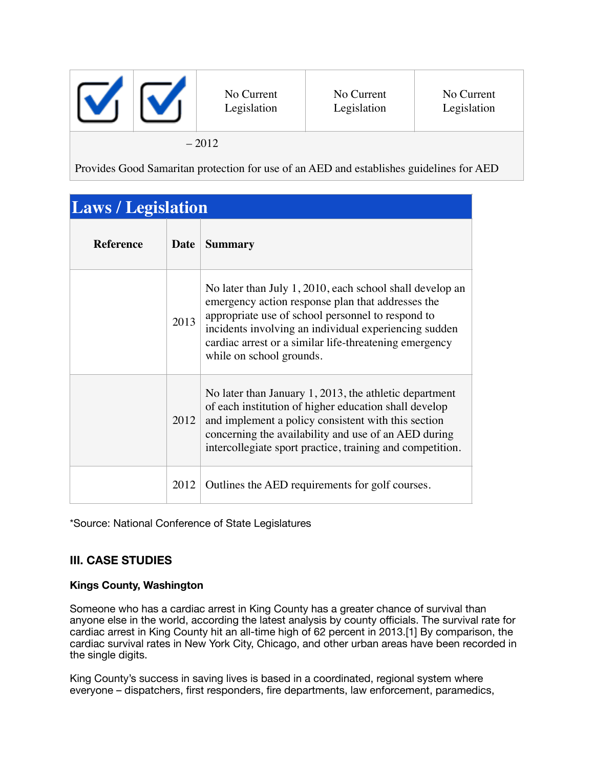| ☑ | ☑ | No Current Legislation | No Current Legislation | No Current Legislation |
|---|---|---|---|---|
| – 2012<br><br>Provides Good Samaritan protection for use of an AED and establishes guidelines for AED | | | | |

## Laws / Legislation

| Reference | Date | Summary |
|---|---|---|
| | 2013 | No later than July 1, 2010, each school shall develop an emergency action response plan that addresses the appropriate use of school personnel to respond to incidents involving an individual experiencing sudden cardiac arrest or a similar life-threatening emergency while on school grounds. |
| | 2012 | No later than January 1, 2013, the athletic department of each institution of higher education shall develop and implement a policy consistent with this section concerning the availability and use of an AED during intercollegiate sport practice, training and competition. |
| | 2012 | Outlines the AED requirements for golf courses. |

*Source: National Conference of State Legislatures

## III. CASE STUDIES

### Kings County, Washington

Someone who has a cardiac arrest in King County has a greater chance of survival than anyone else in the world, according the latest analysis by county officials. The survival rate for cardiac arrest in King County hit an all-time high of 62 percent in 2013.[1] By comparison, the cardiac survival rates in New York City, Chicago, and other urban areas have been recorded in the single digits.

King County's success in saving lives is based in a coordinated, regional system where everyone – dispatchers, first responders, fire departments, law enforcement, paramedics,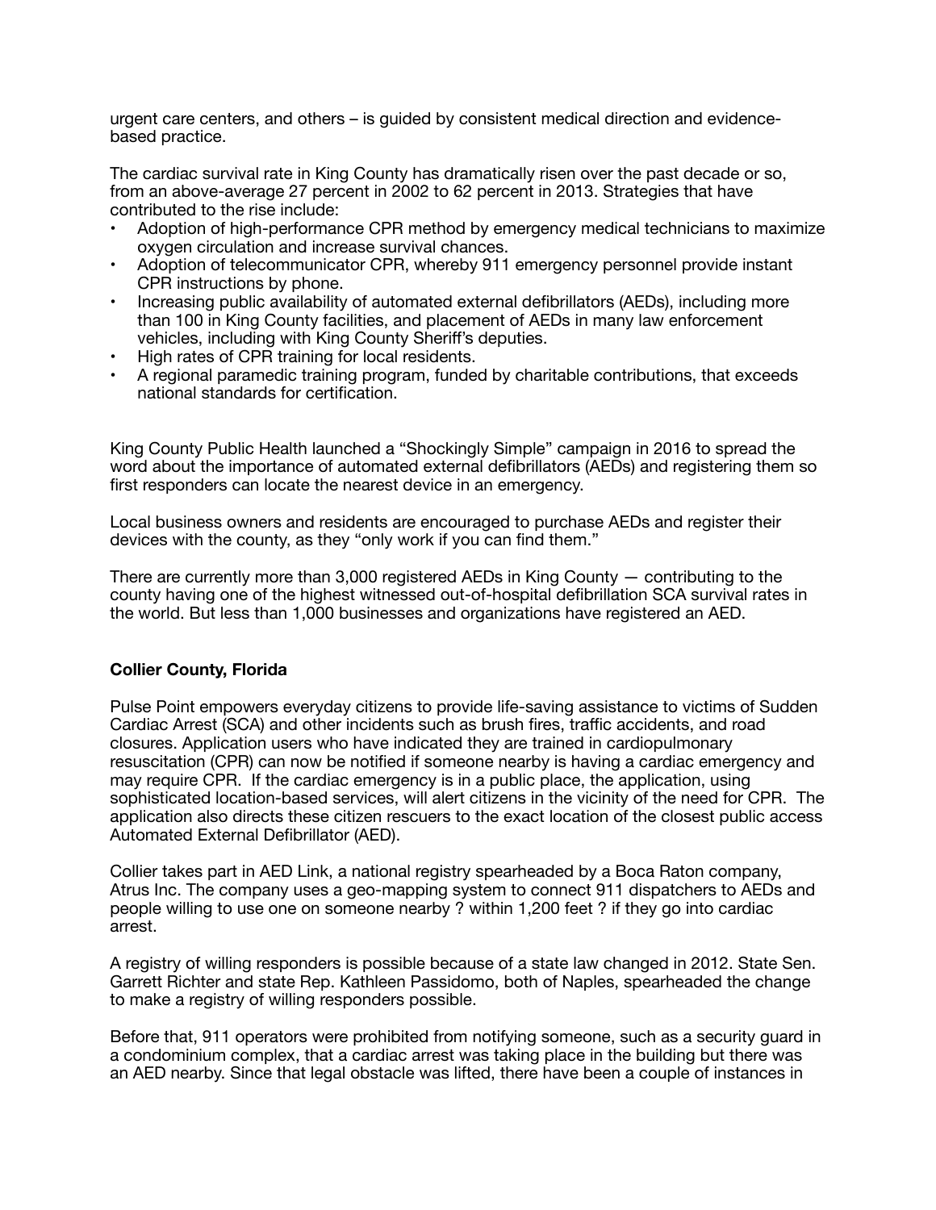urgent care centers, and others – is guided by consistent medical direction and evidence-based practice.

The cardiac survival rate in King County has dramatically risen over the past decade or so, from an above-average 27 percent in 2002 to 62 percent in 2013. Strategies that have contributed to the rise include:

- Adoption of high-performance CPR method by emergency medical technicians to maximize oxygen circulation and increase survival chances.
- Adoption of telecommunicator CPR, whereby 911 emergency personnel provide instant CPR instructions by phone.
- Increasing public availability of automated external defibrillators (AEDs), including more than 100 in King County facilities, and placement of AEDs in many law enforcement vehicles, including with King County Sheriff's deputies.
- High rates of CPR training for local residents.
- A regional paramedic training program, funded by charitable contributions, that exceeds national standards for certification.

King County Public Health launched a "Shockingly Simple" campaign in 2016 to spread the word about the importance of automated external defibrillators (AEDs) and registering them so first responders can locate the nearest device in an emergency.

Local business owners and residents are encouraged to purchase AEDs and register their devices with the county, as they "only work if you can find them."

There are currently more than 3,000 registered AEDs in King County — contributing to the county having one of the highest witnessed out-of-hospital defibrillation SCA survival rates in the world. But less than 1,000 businesses and organizations have registered an AED.

**Collier County, Florida**

Pulse Point empowers everyday citizens to provide life-saving assistance to victims of Sudden Cardiac Arrest (SCA) and other incidents such as brush fires, traffic accidents, and road closures. Application users who have indicated they are trained in cardiopulmonary resuscitation (CPR) can now be notified if someone nearby is having a cardiac emergency and may require CPR. If the cardiac emergency is in a public place, the application, using sophisticated location-based services, will alert citizens in the vicinity of the need for CPR. The application also directs these citizen rescuers to the exact location of the closest public access Automated External Defibrillator (AED).

Collier takes part in AED Link, a national registry spearheaded by a Boca Raton company, Atrus Inc. The company uses a geo-mapping system to connect 911 dispatchers to AEDs and people willing to use one on someone nearby ? within 1,200 feet ? if they go into cardiac arrest.

A registry of willing responders is possible because of a state law changed in 2012. State Sen. Garrett Richter and state Rep. Kathleen Passidomo, both of Naples, spearheaded the change to make a registry of willing responders possible.

Before that, 911 operators were prohibited from notifying someone, such as a security guard in a condominium complex, that a cardiac arrest was taking place in the building but there was an AED nearby. Since that legal obstacle was lifted, there have been a couple of instances in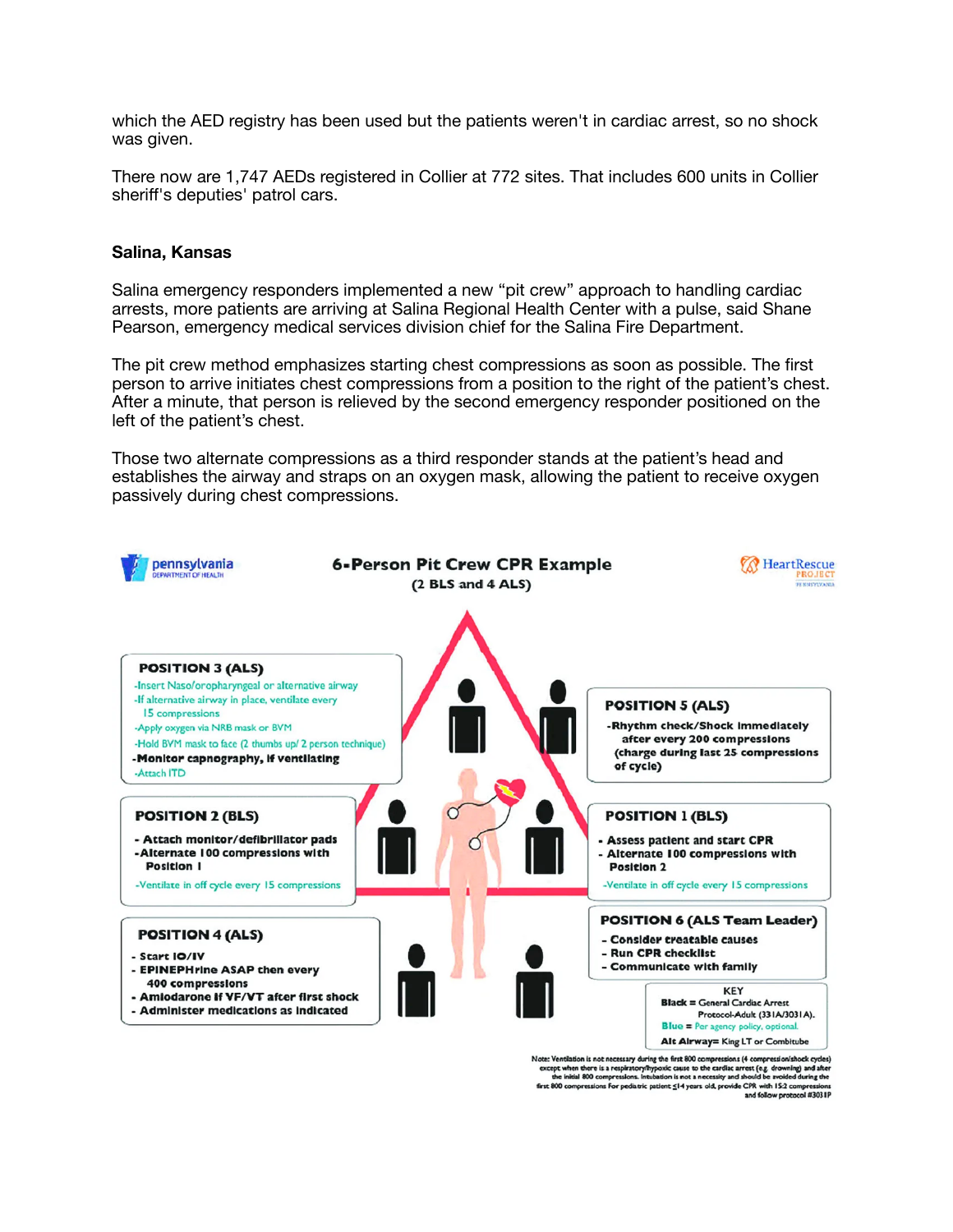which the AED registry has been used but the patients weren't in cardiac arrest, so no shock was given.

There now are 1,747 AEDs registered in Collier at 772 sites. That includes 600 units in Collier sheriff's deputies' patrol cars.

**Salina, Kansas**

Salina emergency responders implemented a new "pit crew" approach to handling cardiac arrests, more patients are arriving at Salina Regional Health Center with a pulse, said Shane Pearson, emergency medical services division chief for the Salina Fire Department.

The pit crew method emphasizes starting chest compressions as soon as possible. The first person to arrive initiates chest compressions from a position to the right of the patient's chest. After a minute, that person is relieved by the second emergency responder positioned on the left of the patient's chest.

Those two alternate compressions as a third responder stands at the patient's head and establishes the airway and straps on an oxygen mask, allowing the patient to receive oxygen passively during chest compressions.

pennsylvania DEPARTMENT OF HEALTH

**6-Person Pit Crew CPR Example**
**(2 BLS and 4 ALS)**

HeartRescue PROJECT

**POSITION 3 (ALS)**
- Insert Naso/oropharyngeal or alternative airway
- If alternative airway in place, ventilate every 15 compressions
- Apply oxygen via NRB mask or BVM
- Hold BVM mask to face (2 thumbs up/ 2 person technique)
- **Monitor capnography, if ventilating**
- Attach ITD

**POSITION 5 (ALS)**
- **Rhythm check/Shock immediately after every 200 compressions (charge during last 25 compressions of cycle)**

**POSITION 2 (BLS)**
- **Attach monitor/defibrillator pads**
- **Alternate 100 compressions with Position 1**
- Ventilate in off cycle every 15 compressions

**POSITION 1 (BLS)**
- **Assess patient and start CPR**
- **Alternate 100 compressions with Position 2**
- Ventilate in off cycle every 15 compressions

**POSITION 4 (ALS)**
- **Start IO/IV**
- **EPINEPHrine ASAP then every 400 compressions**
- **Amiodarone if VF/VT after first shock**
- **Administer medications as indicated**

**POSITION 6 (ALS Team Leader)**
- **Consider treatable causes**
- **Run CPR checklist**
- **Communicate with family**

KEY
**Black** = General Cardiac Arrest Protocol-Adult (331A/3031A).
**Blue** = Per agency policy, optional.
**Alt Airway**= King LT or Combitube

Note: Ventilation is not necessary during the first 800 compressions (4 compression/shock cycles) except when there is a respiratory/hypoxic cause to the cardiac arrest (e.g. drowning) and after the initial 800 compressions. Intubation is not a necessity and should be avoided during the first 800 compressions. For pediatric patient ≤14 years old, provide CPR with 15:2 compressions and follow protocol #3031P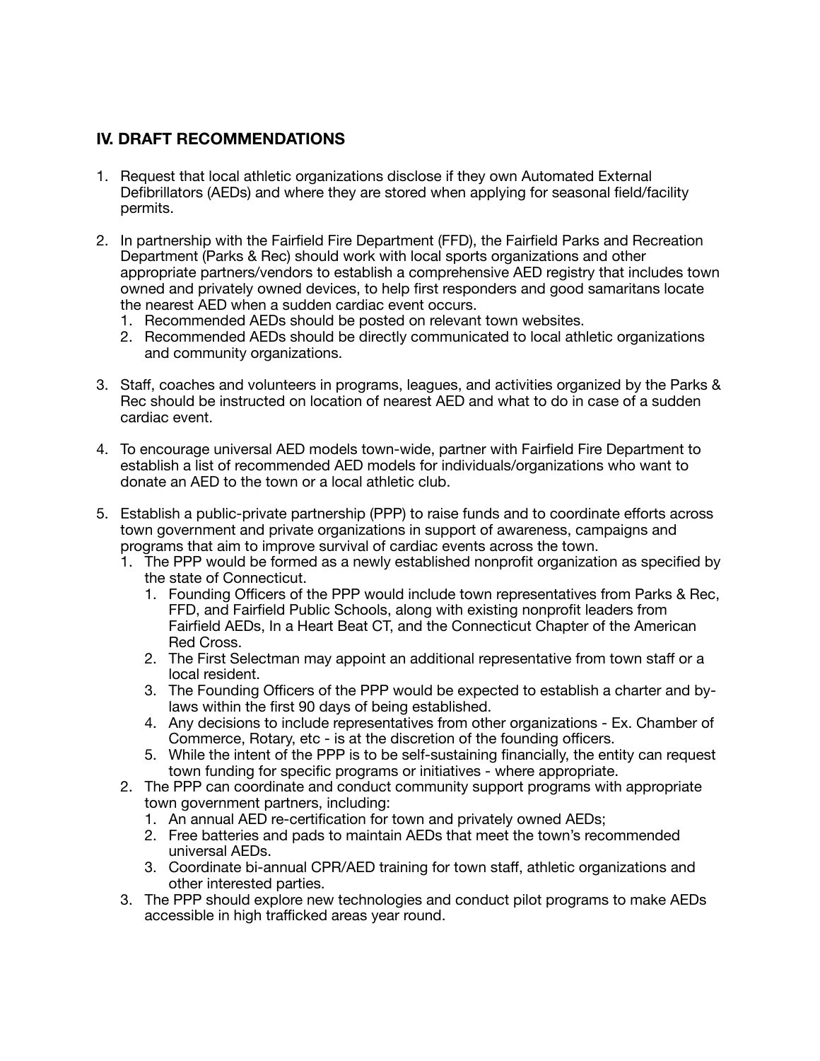## IV. DRAFT RECOMMENDATIONS

1. Request that local athletic organizations disclose if they own Automated External Defibrillators (AEDs) and where they are stored when applying for seasonal field/facility permits.

2. In partnership with the Fairfield Fire Department (FFD), the Fairfield Parks and Recreation Department (Parks & Rec) should work with local sports organizations and other appropriate partners/vendors to establish a comprehensive AED registry that includes town owned and privately owned devices, to help first responders and good samaritans locate the nearest AED when a sudden cardiac event occurs.
   1. Recommended AEDs should be posted on relevant town websites.
   2. Recommended AEDs should be directly communicated to local athletic organizations and community organizations.

3. Staff, coaches and volunteers in programs, leagues, and activities organized by the Parks & Rec should be instructed on location of nearest AED and what to do in case of a sudden cardiac event.

4. To encourage universal AED models town-wide, partner with Fairfield Fire Department to establish a list of recommended AED models for individuals/organizations who want to donate an AED to the town or a local athletic club.

5. Establish a public-private partnership (PPP) to raise funds and to coordinate efforts across town government and private organizations in support of awareness, campaigns and programs that aim to improve survival of cardiac events across the town.
   1. The PPP would be formed as a newly established nonprofit organization as specified by the state of Connecticut.
      1. Founding Officers of the PPP would include town representatives from Parks & Rec, FFD, and Fairfield Public Schools, along with existing nonprofit leaders from Fairfield AEDs, In a Heart Beat CT, and the Connecticut Chapter of the American Red Cross.
      2. The First Selectman may appoint an additional representative from town staff or a local resident.
      3. The Founding Officers of the PPP would be expected to establish a charter and by-laws within the first 90 days of being established.
      4. Any decisions to include representatives from other organizations - Ex. Chamber of Commerce, Rotary, etc - is at the discretion of the founding officers.
      5. While the intent of the PPP is to be self-sustaining financially, the entity can request town funding for specific programs or initiatives - where appropriate.
   2. The PPP can coordinate and conduct community support programs with appropriate town government partners, including:
      1. An annual AED re-certification for town and privately owned AEDs;
      2. Free batteries and pads to maintain AEDs that meet the town's recommended universal AEDs.
      3. Coordinate bi-annual CPR/AED training for town staff, athletic organizations and other interested parties.
   3. The PPP should explore new technologies and conduct pilot programs to make AEDs accessible in high trafficked areas year round.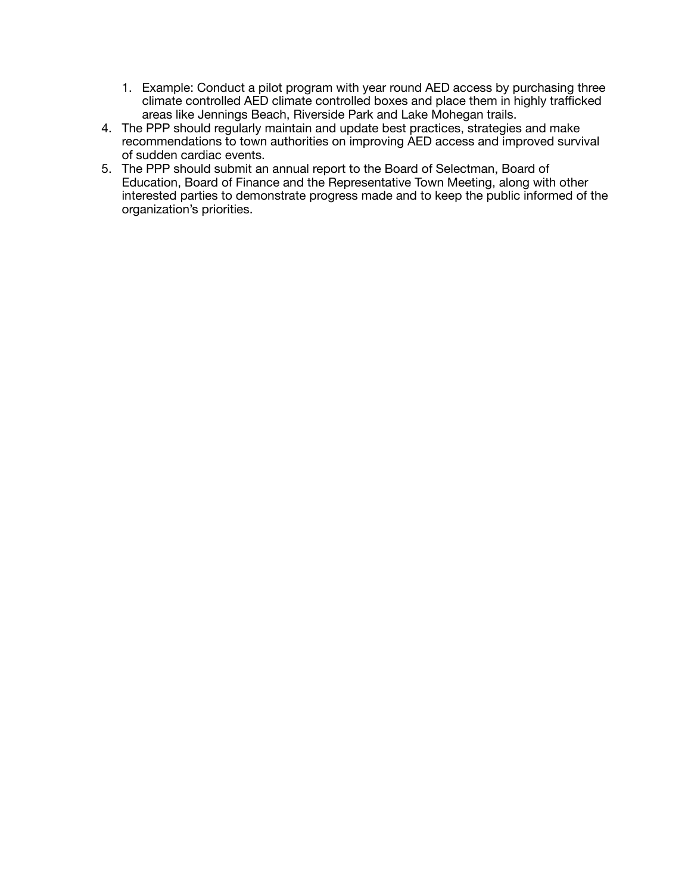1. Example: Conduct a pilot program with year round AED access by purchasing three climate controlled AED climate controlled boxes and place them in highly trafficked areas like Jennings Beach, Riverside Park and Lake Mohegan trails.

4. The PPP should regularly maintain and update best practices, strategies and make recommendations to town authorities on improving AED access and improved survival of sudden cardiac events.
5. The PPP should submit an annual report to the Board of Selectman, Board of Education, Board of Finance and the Representative Town Meeting, along with other interested parties to demonstrate progress made and to keep the public informed of the organization's priorities.